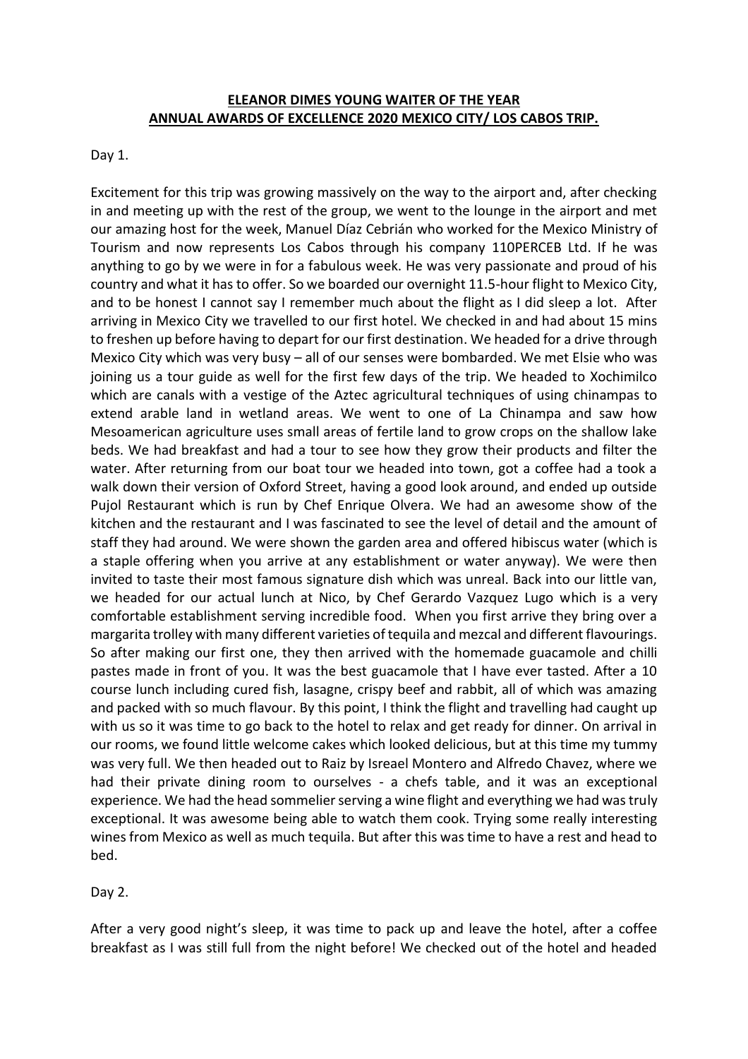**ELEANOR DIMES YOUNG WAITER OF THE YEAR**
**ANNUAL AWARDS OF EXCELLENCE 2020 MEXICO CITY/ LOS CABOS TRIP.**

Day 1.

Excitement for this trip was growing massively on the way to the airport and, after checking in and meeting up with the rest of the group, we went to the lounge in the airport and met our amazing host for the week, Manuel Díaz Cebrián who worked for the Mexico Ministry of Tourism and now represents Los Cabos through his company 110PERCEB Ltd. If he was anything to go by we were in for a fabulous week. He was very passionate and proud of his country and what it has to offer. So we boarded our overnight 11.5-hour flight to Mexico City, and to be honest I cannot say I remember much about the flight as I did sleep a lot. After arriving in Mexico City we travelled to our first hotel. We checked in and had about 15 mins to freshen up before having to depart for our first destination. We headed for a drive through Mexico City which was very busy – all of our senses were bombarded. We met Elsie who was joining us a tour guide as well for the first few days of the trip. We headed to Xochimilco which are canals with a vestige of the Aztec agricultural techniques of using chinampas to extend arable land in wetland areas. We went to one of La Chinampa and saw how Mesoamerican agriculture uses small areas of fertile land to grow crops on the shallow lake beds. We had breakfast and had a tour to see how they grow their products and filter the water. After returning from our boat tour we headed into town, got a coffee had a took a walk down their version of Oxford Street, having a good look around, and ended up outside Pujol Restaurant which is run by Chef Enrique Olvera. We had an awesome show of the kitchen and the restaurant and I was fascinated to see the level of detail and the amount of staff they had around. We were shown the garden area and offered hibiscus water (which is a staple offering when you arrive at any establishment or water anyway). We were then invited to taste their most famous signature dish which was unreal. Back into our little van, we headed for our actual lunch at Nico, by Chef Gerardo Vazquez Lugo which is a very comfortable establishment serving incredible food. When you first arrive they bring over a margarita trolley with many different varieties of tequila and mezcal and different flavourings. So after making our first one, they then arrived with the homemade guacamole and chilli pastes made in front of you. It was the best guacamole that I have ever tasted. After a 10 course lunch including cured fish, lasagne, crispy beef and rabbit, all of which was amazing and packed with so much flavour. By this point, I think the flight and travelling had caught up with us so it was time to go back to the hotel to relax and get ready for dinner. On arrival in our rooms, we found little welcome cakes which looked delicious, but at this time my tummy was very full. We then headed out to Raiz by Isreael Montero and Alfredo Chavez, where we had their private dining room to ourselves - a chefs table, and it was an exceptional experience. We had the head sommelier serving a wine flight and everything we had was truly exceptional. It was awesome being able to watch them cook. Trying some really interesting wines from Mexico as well as much tequila. But after this was time to have a rest and head to bed.

Day 2.

After a very good night's sleep, it was time to pack up and leave the hotel, after a coffee breakfast as I was still full from the night before! We checked out of the hotel and headed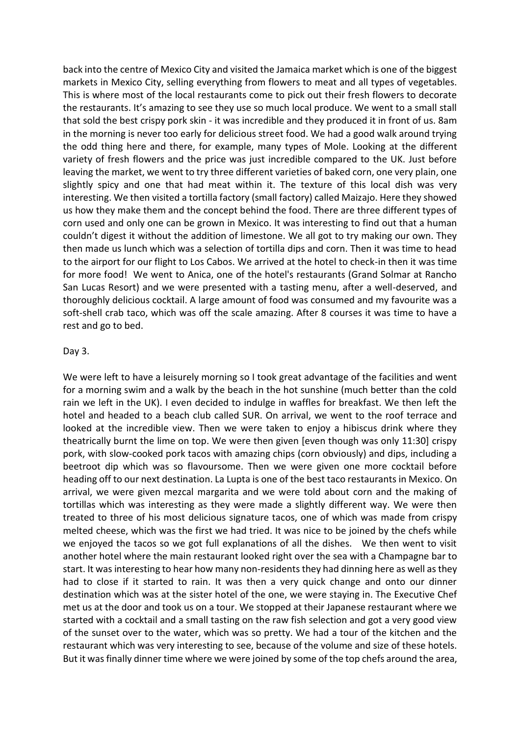back into the centre of Mexico City and visited the Jamaica market which is one of the biggest markets in Mexico City, selling everything from flowers to meat and all types of vegetables. This is where most of the local restaurants come to pick out their fresh flowers to decorate the restaurants. It's amazing to see they use so much local produce. We went to a small stall that sold the best crispy pork skin - it was incredible and they produced it in front of us. 8am in the morning is never too early for delicious street food. We had a good walk around trying the odd thing here and there, for example, many types of Mole. Looking at the different variety of fresh flowers and the price was just incredible compared to the UK. Just before leaving the market, we went to try three different varieties of baked corn, one very plain, one slightly spicy and one that had meat within it. The texture of this local dish was very interesting. We then visited a tortilla factory (small factory) called Maizajo. Here they showed us how they make them and the concept behind the food. There are three different types of corn used and only one can be grown in Mexico. It was interesting to find out that a human couldn't digest it without the addition of limestone. We all got to try making our own. They then made us lunch which was a selection of tortilla dips and corn. Then it was time to head to the airport for our flight to Los Cabos. We arrived at the hotel to check-in then it was time for more food! We went to Anica, one of the hotel's restaurants (Grand Solmar at Rancho San Lucas Resort) and we were presented with a tasting menu, after a well-deserved, and thoroughly delicious cocktail. A large amount of food was consumed and my favourite was a soft-shell crab taco, which was off the scale amazing. After 8 courses it was time to have a rest and go to bed.

Day 3.

We were left to have a leisurely morning so I took great advantage of the facilities and went for a morning swim and a walk by the beach in the hot sunshine (much better than the cold rain we left in the UK). I even decided to indulge in waffles for breakfast. We then left the hotel and headed to a beach club called SUR. On arrival, we went to the roof terrace and looked at the incredible view. Then we were taken to enjoy a hibiscus drink where they theatrically burnt the lime on top. We were then given [even though was only 11:30] crispy pork, with slow-cooked pork tacos with amazing chips (corn obviously) and dips, including a beetroot dip which was so flavoursome. Then we were given one more cocktail before heading off to our next destination. La Lupta is one of the best taco restaurants in Mexico. On arrival, we were given mezcal margarita and we were told about corn and the making of tortillas which was interesting as they were made a slightly different way. We were then treated to three of his most delicious signature tacos, one of which was made from crispy melted cheese, which was the first we had tried. It was nice to be joined by the chefs while we enjoyed the tacos so we got full explanations of all the dishes. We then went to visit another hotel where the main restaurant looked right over the sea with a Champagne bar to start. It was interesting to hear how many non-residents they had dinning here as well as they had to close if it started to rain. It was then a very quick change and onto our dinner destination which was at the sister hotel of the one, we were staying in. The Executive Chef met us at the door and took us on a tour. We stopped at their Japanese restaurant where we started with a cocktail and a small tasting on the raw fish selection and got a very good view of the sunset over to the water, which was so pretty. We had a tour of the kitchen and the restaurant which was very interesting to see, because of the volume and size of these hotels. But it was finally dinner time where we were joined by some of the top chefs around the area,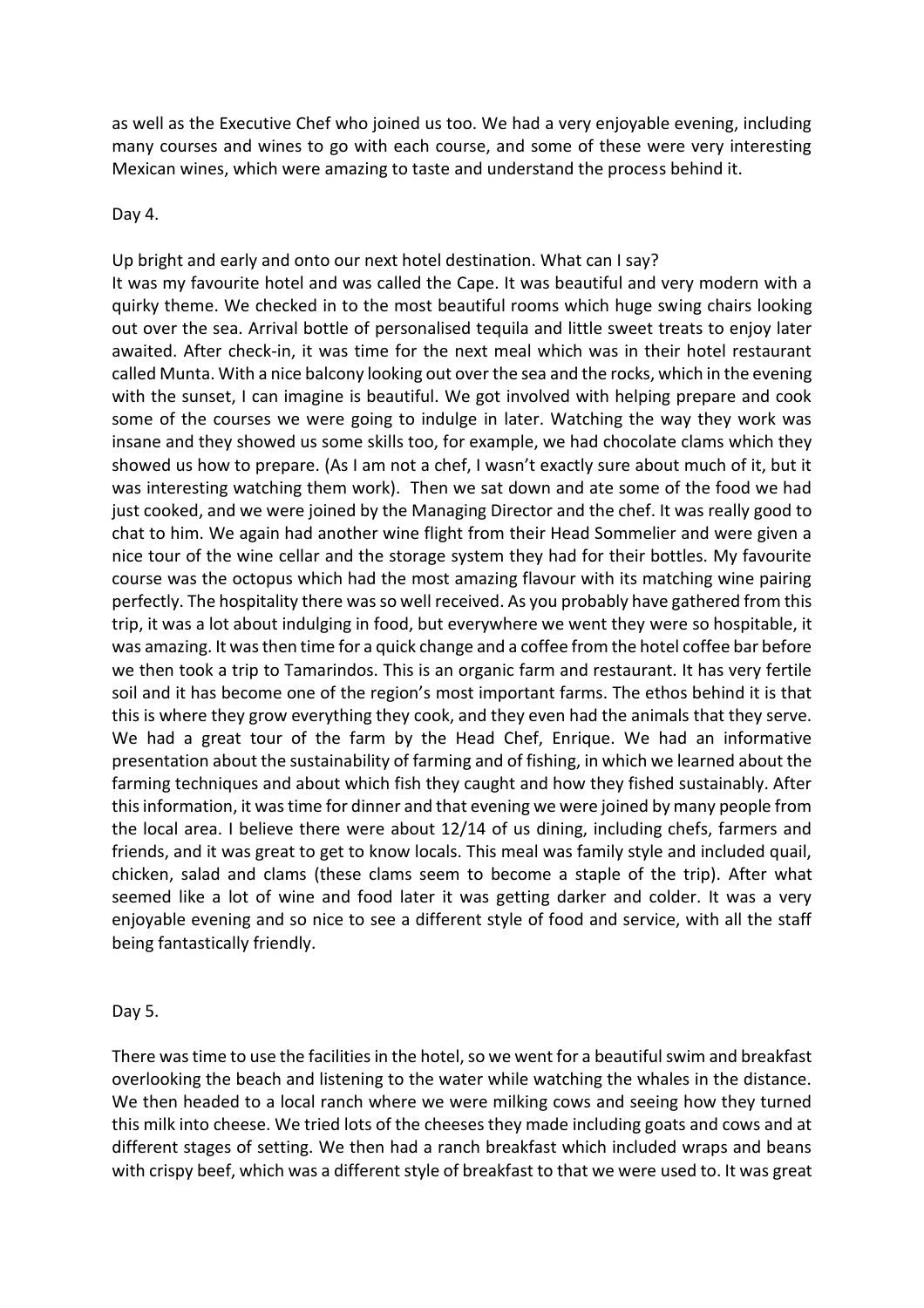as well as the Executive Chef who joined us too. We had a very enjoyable evening, including many courses and wines to go with each course, and some of these were very interesting Mexican wines, which were amazing to taste and understand the process behind it.

Day 4.

Up bright and early and onto our next hotel destination. What can I say?
It was my favourite hotel and was called the Cape. It was beautiful and very modern with a quirky theme. We checked in to the most beautiful rooms which huge swing chairs looking out over the sea. Arrival bottle of personalised tequila and little sweet treats to enjoy later awaited. After check-in, it was time for the next meal which was in their hotel restaurant called Munta. With a nice balcony looking out over the sea and the rocks, which in the evening with the sunset, I can imagine is beautiful. We got involved with helping prepare and cook some of the courses we were going to indulge in later. Watching the way they work was insane and they showed us some skills too, for example, we had chocolate clams which they showed us how to prepare. (As I am not a chef, I wasn't exactly sure about much of it, but it was interesting watching them work). Then we sat down and ate some of the food we had just cooked, and we were joined by the Managing Director and the chef. It was really good to chat to him. We again had another wine flight from their Head Sommelier and were given a nice tour of the wine cellar and the storage system they had for their bottles. My favourite course was the octopus which had the most amazing flavour with its matching wine pairing perfectly. The hospitality there was so well received. As you probably have gathered from this trip, it was a lot about indulging in food, but everywhere we went they were so hospitable, it was amazing. It was then time for a quick change and a coffee from the hotel coffee bar before we then took a trip to Tamarindos. This is an organic farm and restaurant. It has very fertile soil and it has become one of the region's most important farms. The ethos behind it is that this is where they grow everything they cook, and they even had the animals that they serve. We had a great tour of the farm by the Head Chef, Enrique. We had an informative presentation about the sustainability of farming and of fishing, in which we learned about the farming techniques and about which fish they caught and how they fished sustainably. After this information, it was time for dinner and that evening we were joined by many people from the local area. I believe there were about 12/14 of us dining, including chefs, farmers and friends, and it was great to get to know locals. This meal was family style and included quail, chicken, salad and clams (these clams seem to become a staple of the trip). After what seemed like a lot of wine and food later it was getting darker and colder. It was a very enjoyable evening and so nice to see a different style of food and service, with all the staff being fantastically friendly.

Day 5.

There was time to use the facilities in the hotel, so we went for a beautiful swim and breakfast overlooking the beach and listening to the water while watching the whales in the distance. We then headed to a local ranch where we were milking cows and seeing how they turned this milk into cheese. We tried lots of the cheeses they made including goats and cows and at different stages of setting. We then had a ranch breakfast which included wraps and beans with crispy beef, which was a different style of breakfast to that we were used to. It was great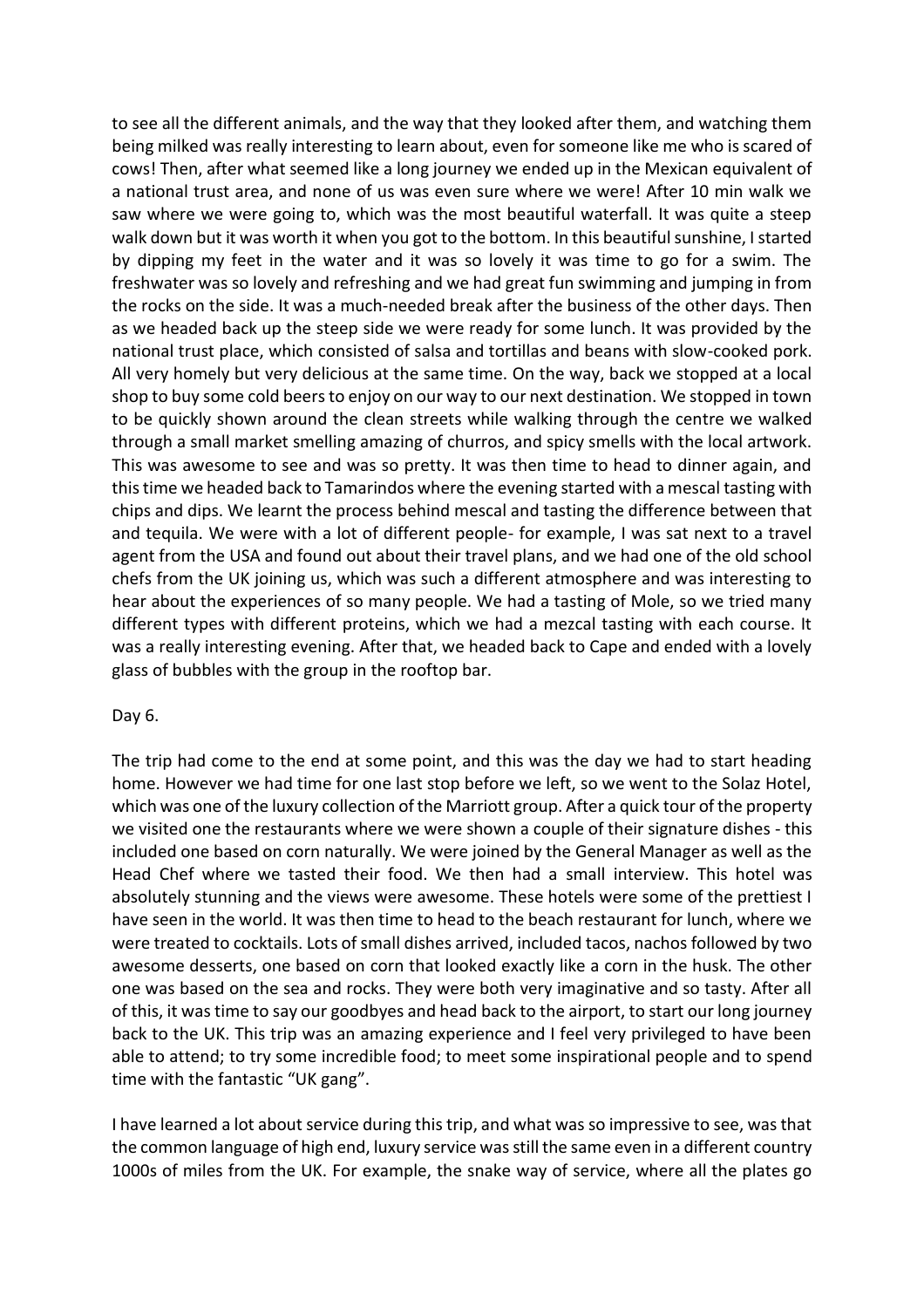to see all the different animals, and the way that they looked after them, and watching them being milked was really interesting to learn about, even for someone like me who is scared of cows! Then, after what seemed like a long journey we ended up in the Mexican equivalent of a national trust area, and none of us was even sure where we were! After 10 min walk we saw where we were going to, which was the most beautiful waterfall. It was quite a steep walk down but it was worth it when you got to the bottom. In this beautiful sunshine, I started by dipping my feet in the water and it was so lovely it was time to go for a swim. The freshwater was so lovely and refreshing and we had great fun swimming and jumping in from the rocks on the side. It was a much-needed break after the business of the other days. Then as we headed back up the steep side we were ready for some lunch. It was provided by the national trust place, which consisted of salsa and tortillas and beans with slow-cooked pork. All very homely but very delicious at the same time. On the way, back we stopped at a local shop to buy some cold beers to enjoy on our way to our next destination. We stopped in town to be quickly shown around the clean streets while walking through the centre we walked through a small market smelling amazing of churros, and spicy smells with the local artwork. This was awesome to see and was so pretty. It was then time to head to dinner again, and this time we headed back to Tamarindos where the evening started with a mescal tasting with chips and dips. We learnt the process behind mescal and tasting the difference between that and tequila. We were with a lot of different people- for example, I was sat next to a travel agent from the USA and found out about their travel plans, and we had one of the old school chefs from the UK joining us, which was such a different atmosphere and was interesting to hear about the experiences of so many people. We had a tasting of Mole, so we tried many different types with different proteins, which we had a mezcal tasting with each course. It was a really interesting evening. After that, we headed back to Cape and ended with a lovely glass of bubbles with the group in the rooftop bar.

Day 6.

The trip had come to the end at some point, and this was the day we had to start heading home. However we had time for one last stop before we left, so we went to the Solaz Hotel, which was one of the luxury collection of the Marriott group. After a quick tour of the property we visited one the restaurants where we were shown a couple of their signature dishes - this included one based on corn naturally. We were joined by the General Manager as well as the Head Chef where we tasted their food. We then had a small interview. This hotel was absolutely stunning and the views were awesome. These hotels were some of the prettiest I have seen in the world. It was then time to head to the beach restaurant for lunch, where we were treated to cocktails. Lots of small dishes arrived, included tacos, nachos followed by two awesome desserts, one based on corn that looked exactly like a corn in the husk. The other one was based on the sea and rocks. They were both very imaginative and so tasty. After all of this, it was time to say our goodbyes and head back to the airport, to start our long journey back to the UK. This trip was an amazing experience and I feel very privileged to have been able to attend; to try some incredible food; to meet some inspirational people and to spend time with the fantastic "UK gang".

I have learned a lot about service during this trip, and what was so impressive to see, was that the common language of high end, luxury service was still the same even in a different country 1000s of miles from the UK. For example, the snake way of service, where all the plates go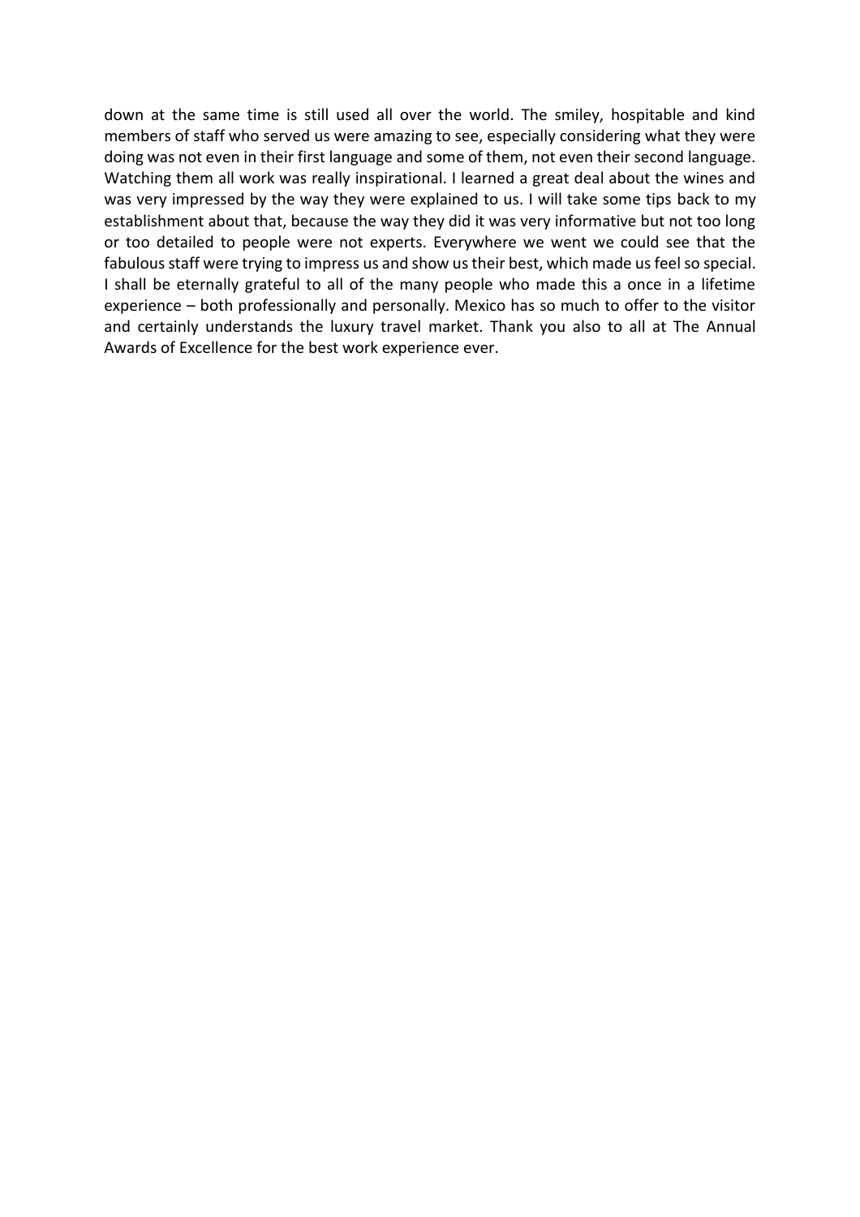down at the same time is still used all over the world. The smiley, hospitable and kind members of staff who served us were amazing to see, especially considering what they were doing was not even in their first language and some of them, not even their second language. Watching them all work was really inspirational. I learned a great deal about the wines and was very impressed by the way they were explained to us. I will take some tips back to my establishment about that, because the way they did it was very informative but not too long or too detailed to people were not experts. Everywhere we went we could see that the fabulous staff were trying to impress us and show us their best, which made us feel so special. I shall be eternally grateful to all of the many people who made this a once in a lifetime experience – both professionally and personally. Mexico has so much to offer to the visitor and certainly understands the luxury travel market. Thank you also to all at The Annual Awards of Excellence for the best work experience ever.